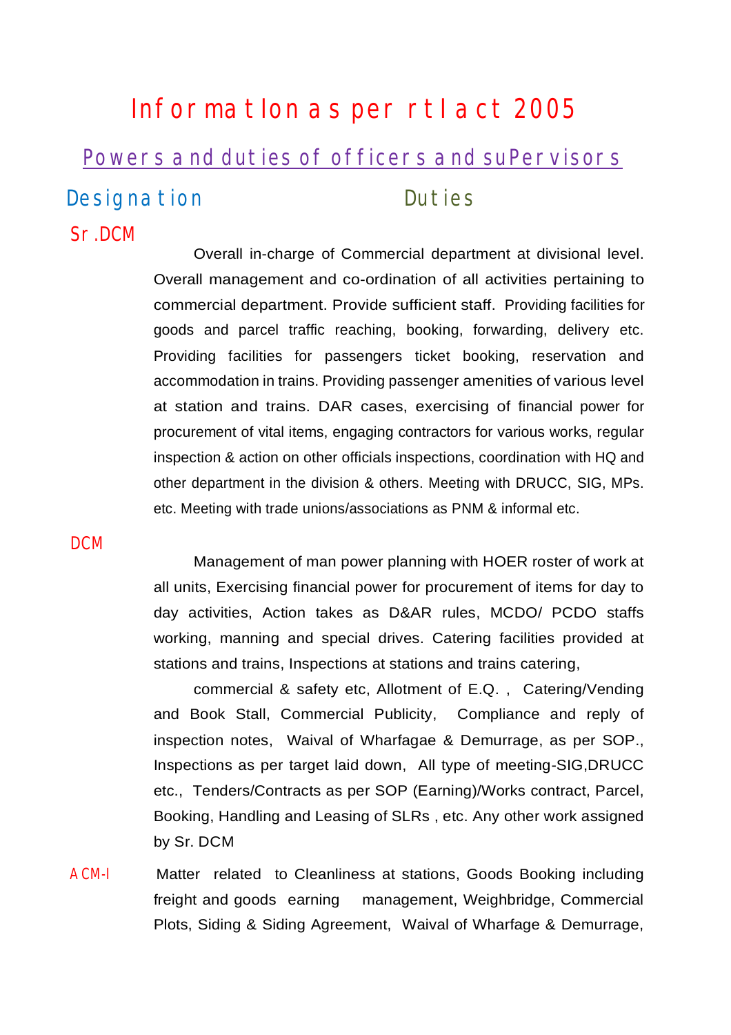# Information as per rti act 2005

## Powers and duties of officers and supervisors

| Designation | Duties |
|---|---|
| Sr.DCM | Overall in-charge of Commercial department at divisional level. Overall management and co-ordination of all activities pertaining to commercial department. Provide sufficient staff. Providing facilities for goods and parcel traffic reaching, booking, forwarding, delivery etc. Providing facilities for passengers ticket booking, reservation and accommodation in trains. Providing passenger amenities of various level at station and trains. DAR cases, exercising of financial power for procurement of vital items, engaging contractors for various works, regular inspection & action on other officials inspections, coordination with HQ and other department in the division & others. Meeting with DRUCC, SIG, MPs. etc. Meeting with trade unions/associations as PNM & informal etc. |
| DCM | Management of man power planning with HOER roster of work at all units, Exercising financial power for procurement of items for day to day activities, Action takes as D&AR rules, MCDO/ PCDO staffs working, manning and special drives. Catering facilities provided at stations and trains, Inspections at stations and trains catering, commercial & safety etc, Allotment of E.Q. , Catering/Vending and Book Stall, Commercial Publicity, Compliance and reply of inspection notes, Waival of Wharfagae & Demurrage, as per SOP., Inspections as per target laid down, All type of meeting-SIG,DRUCC etc., Tenders/Contracts as per SOP (Earning)/Works contract, Parcel, Booking, Handling and Leasing of SLRs , etc. Any other work assigned by Sr. DCM |
| ACM-I | Matter related to Cleanliness at stations, Goods Booking including freight and goods earning management, Weighbridge, Commercial Plots, Siding & Siding Agreement, Waival of Wharfage & Demurrage, |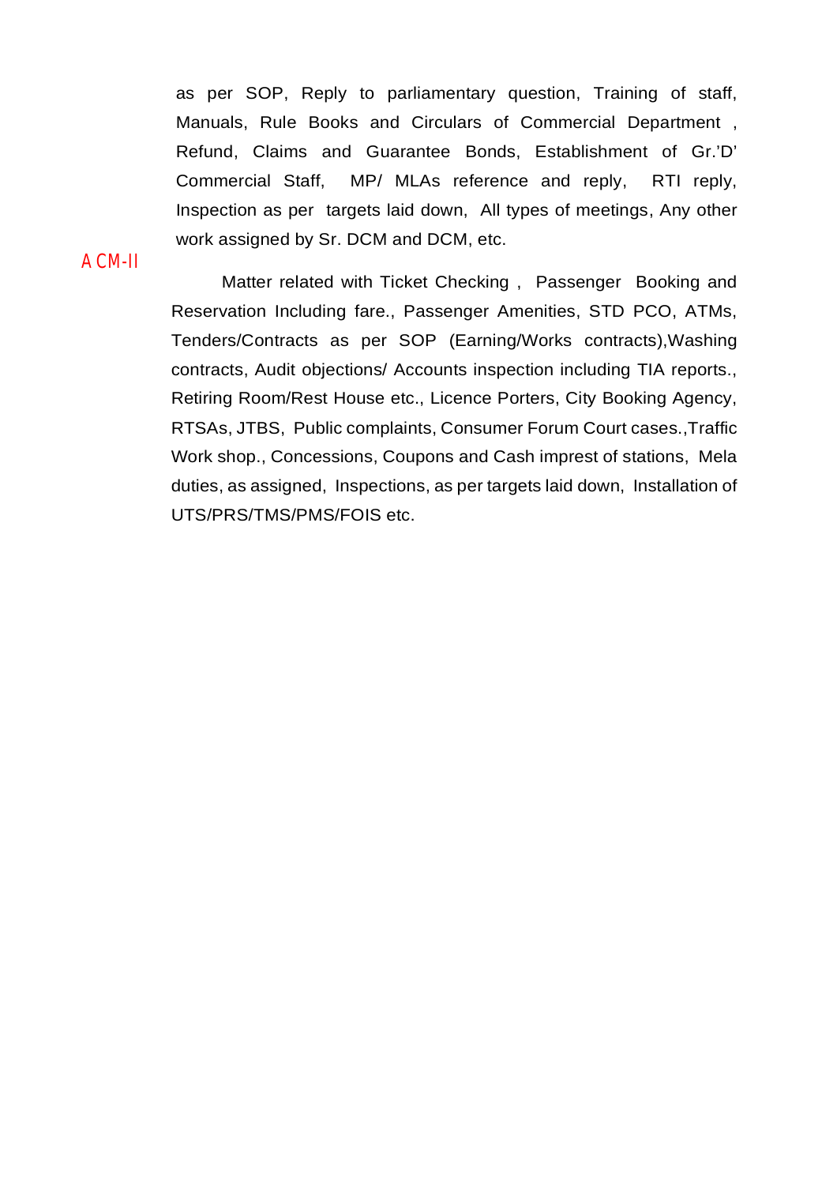as per SOP, Reply to parliamentary question, Training of staff, Manuals, Rule Books and Circulars of Commercial Department , Refund, Claims and Guarantee Bonds, Establishment of Gr.'D' Commercial Staff, MP/ MLAs reference and reply, RTI reply, Inspection as per targets laid down, All types of meetings, Any other work assigned by Sr. DCM and DCM, etc.

**ACM-II**

Matter related with Ticket Checking , Passenger Booking and Reservation Including fare., Passenger Amenities, STD PCO, ATMs, Tenders/Contracts as per SOP (Earning/Works contracts),Washing contracts, Audit objections/ Accounts inspection including TIA reports., Retiring Room/Rest House etc., Licence Porters, City Booking Agency, RTSAs, JTBS, Public complaints, Consumer Forum Court cases.,Traffic Work shop., Concessions, Coupons and Cash imprest of stations, Mela duties, as assigned, Inspections, as per targets laid down, Installation of UTS/PRS/TMS/PMS/FOIS etc.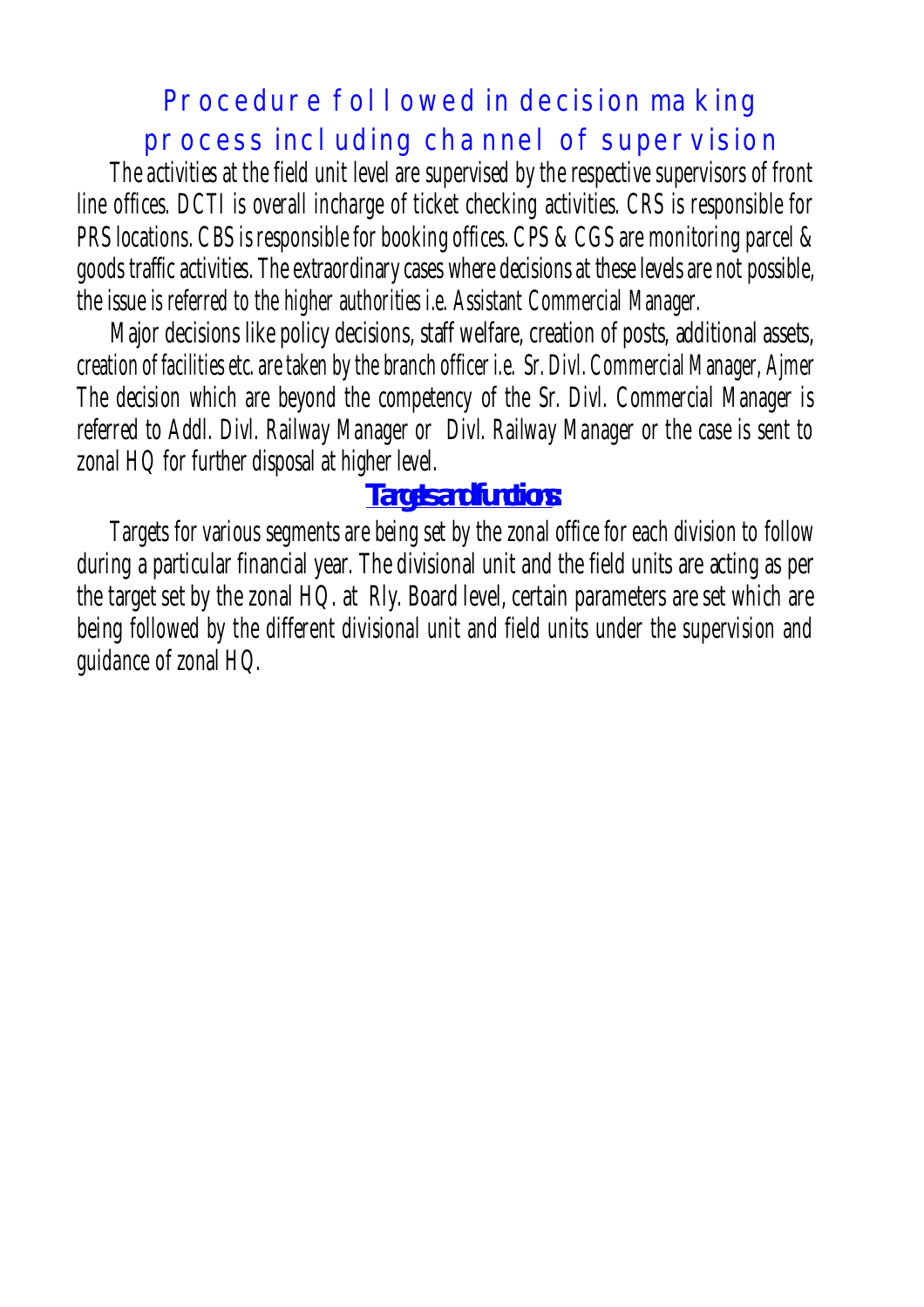## Procedure followed in decision making process including channel of supervision

The activities at the field unit level are supervised by the respective supervisors of front line offices. DCTI is overall incharge of ticket checking activities. CRS is responsible for PRS locations. CBS is responsible for booking offices. CPS & CGS are monitoring parcel & goods traffic activities. The extraordinary cases where decisions at these levels are not possible, the issue is referred to the higher authorities i.e. Assistant Commercial Manager.

Major decisions like policy decisions, staff welfare, creation of posts, additional assets, creation of facilities etc. are taken by the branch officer i.e. Sr. Divl. Commercial Manager, Ajmer The decision which are beyond the competency of the Sr. Divl. Commercial Manager is referred to Addl. Divl. Railway Manager or Divl. Railway Manager or the case is sent to zonal HQ for further disposal at higher level.

### Targets and functions

Targets for various segments are being set by the zonal office for each division to follow during a particular financial year. The divisional unit and the field units are acting as per the target set by the zonal HQ. at Rly. Board level, certain parameters are set which are being followed by the different divisional unit and field units under the supervision and guidance of zonal HQ.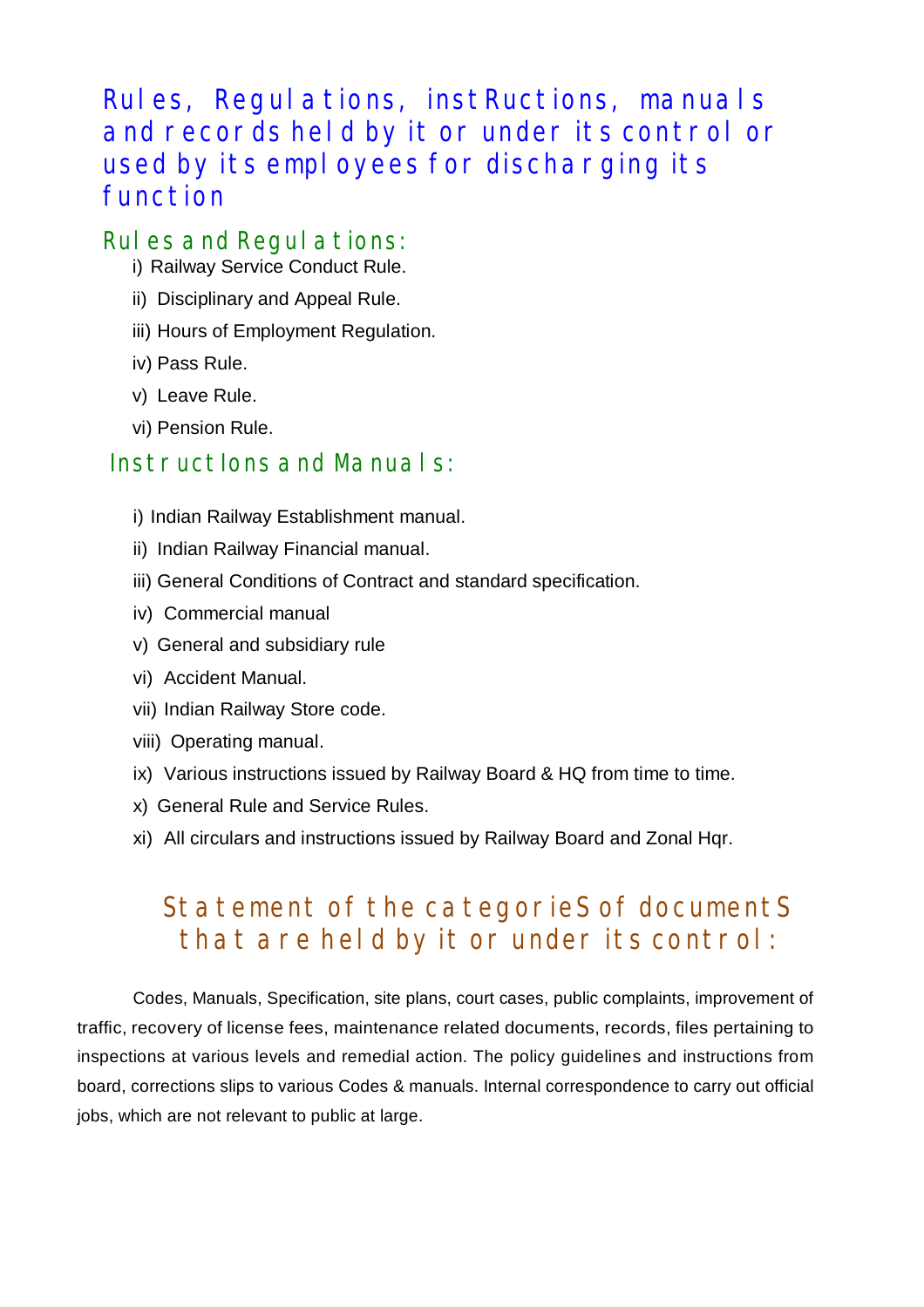# Rules, Regulations, instRuctions, manuals and records held by it or under its control or used by its employees for discharging its function

## Rules and Regulations:

i) Railway Service Conduct Rule.

ii) Disciplinary and Appeal Rule.

iii) Hours of Employment Regulation.

iv) Pass Rule.

v) Leave Rule.

vi) Pension Rule.

## InstructIons and Manuals:

i) Indian Railway Establishment manual.

ii) Indian Railway Financial manual.

iii) General Conditions of Contract and standard specification.

iv) Commercial manual

v) General and subsidiary rule

vi) Accident Manual.

vii) Indian Railway Store code.

viii) Operating manual.

ix) Various instructions issued by Railway Board & HQ from time to time.

x) General Rule and Service Rules.

xi) All circulars and instructions issued by Railway Board and Zonal Hqr.

## StatemenT of the categorieS of documentS that are held by it or under its control:

Codes, Manuals, Specification, site plans, court cases, public complaints, improvement of traffic, recovery of license fees, maintenance related documents, records, files pertaining to inspections at various levels and remedial action. The policy guidelines and instructions from board, corrections slips to various Codes & manuals. Internal correspondence to carry out official jobs, which are not relevant to public at large.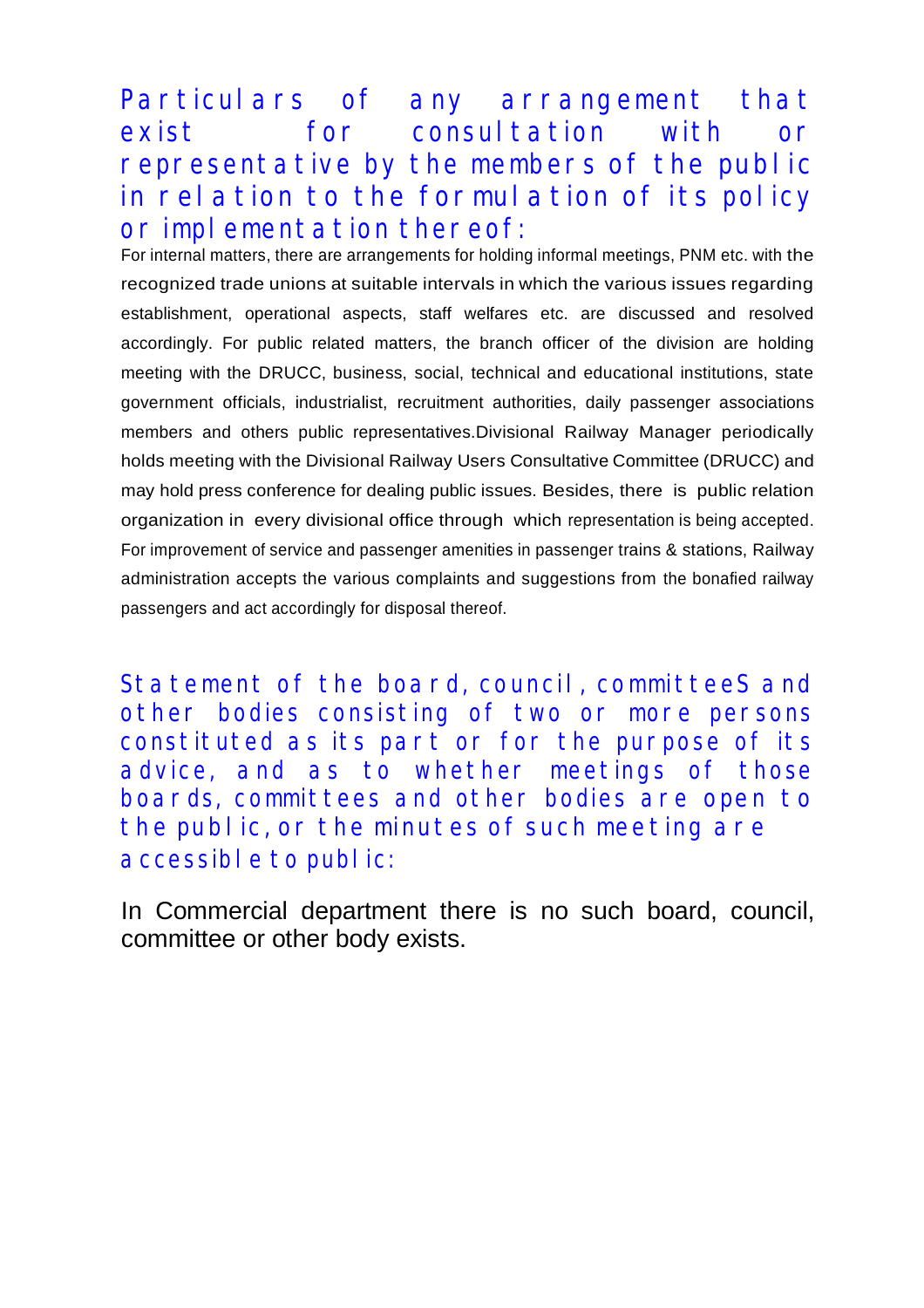## Particulars of any arrangement that exist for consultation with or representative by the members of the public in relation to the formulation of its policy or implementation thereof:

For internal matters, there are arrangements for holding informal meetings, PNM etc. with the recognized trade unions at suitable intervals in which the various issues regarding establishment, operational aspects, staff welfares etc. are discussed and resolved accordingly. For public related matters, the branch officer of the division are holding meeting with the DRUCC, business, social, technical and educational institutions, state government officials, industrialist, recruitment authorities, daily passenger associations members and others public representatives.Divisional Railway Manager periodically holds meeting with the Divisional Railway Users Consultative Committee (DRUCC) and may hold press conference for dealing public issues. Besides, there is public relation organization in every divisional office through which representation is being accepted. For improvement of service and passenger amenities in passenger trains & stations, Railway administration accepts the various complaints and suggestions from the bonafied railway passengers and act accordingly for disposal thereof.

## Statement of the board, council, committeeS and other bodies consisting of two or more persons constituted as its part or for the purpose of its advice, and as to whether meetings of those boards, committees and other bodies are open to the public, or the minutes of such meeting are accessible to public:

In Commercial department there is no such board, council, committee or other body exists.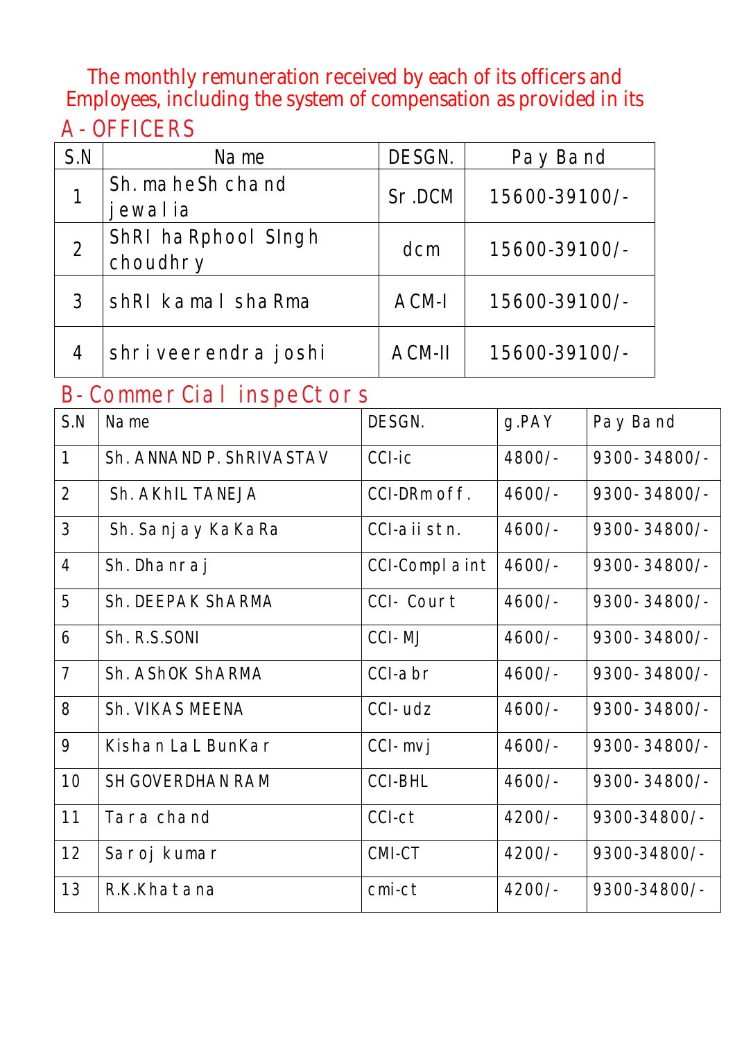The monthly remuneration received by each of its officers and Employees, including the system of compensation as provided in its

## A - OFFICERS

| S.N | Name | DESGN. | Pay Band |
|---|---|---|---|
| 1 | Sh. maheSh chand jewalia | Sr .DCM | 15600-39100/- |
| 2 | ShRI haRphool SIngh choudhry | dcm | 15600-39100/- |
| 3 | shRI kamal shaRma | ACM-I | 15600-39100/- |
| 4 | shri veerendra joshi | ACM-II | 15600-39100/- |

## B- CommerCial inspeCtors

| S.N | Name | DESGN. | g.PAY | Pay Band |
|---|---|---|---|---|
| 1 | Sh. ANNAND P. ShRIVASTAV | CCI-ic | 4800/- | 9300- 34800/- |
| 2 | Sh. AKhIL TANEJA | CCI-DRm off. | 4600/- | 9300- 34800/- |
| 3 | Sh. Sanjay KaKaRa | CCI-a ii stn. | 4600/- | 9300- 34800/- |
| 4 | Sh. Dhanraj | CCI-Complaint | 4600/- | 9300- 34800/- |
| 5 | Sh. DEEPAK ShARMA | CCI- Court | 4600/- | 9300- 34800/- |
| 6 | Sh. R.S.SONI | CCI- MJ | 4600/- | 9300- 34800/- |
| 7 | Sh. AShOK ShARMA | CCI-abr | 4600/- | 9300- 34800/- |
| 8 | Sh. VIKAS MEENA | CCI- udz | 4600/- | 9300- 34800/- |
| 9 | Kishan LaL BunKar | CCI- mvj | 4600/- | 9300- 34800/- |
| 10 | SH GOVERDHAN RAM | CCI-BHL | 4600/- | 9300- 34800/- |
| 11 | Tara chand | CCI-ct | 4200/- | 9300-34800/- |
| 12 | Saroj kumar | CMI-CT | 4200/- | 9300-34800/- |
| 13 | R.K.Khatana | cmi-ct | 4200/- | 9300-34800/- |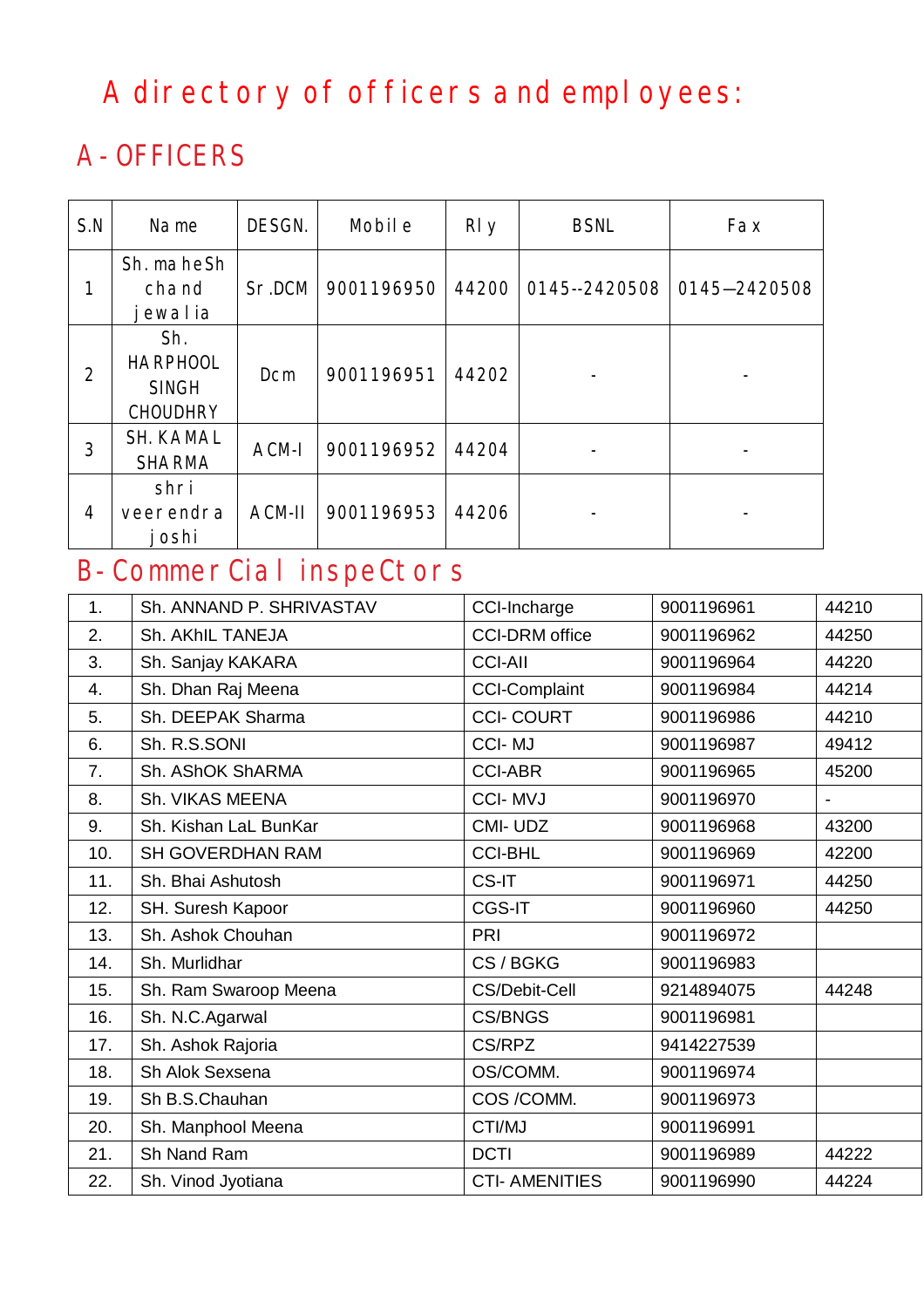# A directory of officers and employees:

## A- OFFICERS

| S.N | Name | DESGN. | Mobile | Rly | BSNL | Fax |
|---|---|---|---|---|---|---|
| 1 | Sh. maheSh chand jewalia | Sr.DCM | 9001196950 | 44200 | 0145--2420508 | 0145—2420508 |
| 2 | Sh. HARPHOOL SINGH CHOUDHRY | Dcm | 9001196951 | 44202 | - | - |
| 3 | SH. KAMAL SHARMA | ACM-I | 9001196952 | 44204 | - | - |
| 4 | shri veerendra joshi | ACM-II | 9001196953 | 44206 | - | - |

## B- Commercial inspeCtors

| | | | | |
|---|---|---|---|---|
| 1. | Sh. ANNAND P. SHRIVASTAV | CCI-Incharge | 9001196961 | 44210 |
| 2. | Sh. AKhIL TANEJA | CCI-DRM office | 9001196962 | 44250 |
| 3. | Sh. Sanjay KAKARA | CCI-AII | 9001196964 | 44220 |
| 4. | Sh. Dhan Raj Meena | CCI-Complaint | 9001196984 | 44214 |
| 5. | Sh. DEEPAK Sharma | CCI- COURT | 9001196986 | 44210 |
| 6. | Sh. R.S.SONI | CCI- MJ | 9001196987 | 49412 |
| 7. | Sh. AShOK ShARMA | CCI-ABR | 9001196965 | 45200 |
| 8. | Sh. VIKAS MEENA | CCI- MVJ | 9001196970 | - |
| 9. | Sh. Kishan LaL BunKar | CMI- UDZ | 9001196968 | 43200 |
| 10. | SH GOVERDHAN RAM | CCI-BHL | 9001196969 | 42200 |
| 11. | Sh. Bhai Ashutosh | CS-IT | 9001196971 | 44250 |
| 12. | SH. Suresh Kapoor | CGS-IT | 9001196960 | 44250 |
| 13. | Sh. Ashok Chouhan | PRI | 9001196972 | |
| 14. | Sh. Murlidhar | CS / BGKG | 9001196983 | |
| 15. | Sh. Ram Swaroop Meena | CS/Debit-Cell | 9214894075 | 44248 |
| 16. | Sh. N.C.Agarwal | CS/BNGS | 9001196981 | |
| 17. | Sh. Ashok Rajoria | CS/RPZ | 9414227539 | |
| 18. | Sh Alok Sexsena | OS/COMM. | 9001196974 | |
| 19. | Sh B.S.Chauhan | COS /COMM. | 9001196973 | |
| 20. | Sh. Manphool Meena | CTI/MJ | 9001196991 | |
| 21. | Sh Nand Ram | DCTI | 9001196989 | 44222 |
| 22. | Sh. Vinod Jyotiana | CTI- AMENITIES | 9001196990 | 44224 |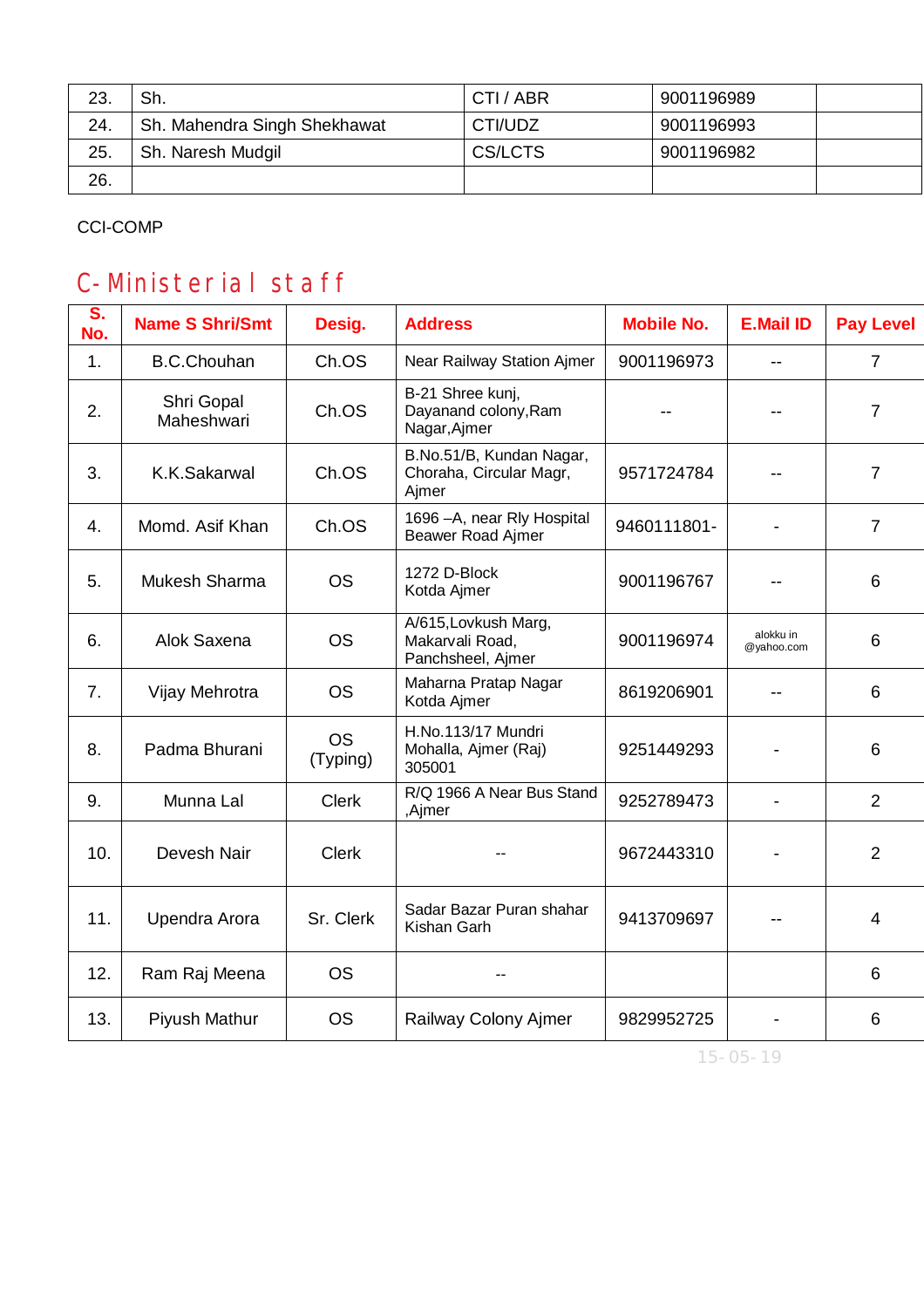| | | | | |
|---|---|---|---|---|
| 23. | Sh. | CTI / ABR | 9001196989 | |
| 24. | Sh. Mahendra Singh Shekhawat | CTI/UDZ | 9001196993 | |
| 25. | Sh. Naresh Mudgil | CS/LCTS | 9001196982 | |
| 26. | | | | |

CCI-COMP

## C- Ministerial staff

| S. No. | Name S Shri/Smt | Desig. | Address | Mobile No. | E.Mail ID | Pay Level |
|---|---|---|---|---|---|---|
| 1. | B.C.Chouhan | Ch.OS | Near Railway Station Ajmer | 9001196973 | -- | 7 |
| 2. | Shri Gopal Maheshwari | Ch.OS | B-21 Shree kunj, Dayanand colony,Ram Nagar,Ajmer | -- | -- | 7 |
| 3. | K.K.Sakarwal | Ch.OS | B.No.51/B, Kundan Nagar, Choraha, Circular Magr, Ajmer | 9571724784 | -- | 7 |
| 4. | Momd. Asif Khan | Ch.OS | 1696 –A, near Rly Hospital Beawer Road Ajmer | 9460111801- | - | 7 |
| 5. | Mukesh Sharma | OS | 1272 D-Block Kotda Ajmer | 9001196767 | -- | 6 |
| 6. | Alok Saxena | OS | A/615,Lovkush Marg, Makarvali Road, Panchsheel, Ajmer | 9001196974 | alokku in @yahoo.com | 6 |
| 7. | Vijay Mehrotra | OS | Maharna Pratap Nagar Kotda Ajmer | 8619206901 | -- | 6 |
| 8. | Padma Bhurani | OS (Typing) | H.No.113/17 Mundri Mohalla, Ajmer (Raj) 305001 | 9251449293 | - | 6 |
| 9. | Munna Lal | Clerk | R/Q 1966 A Near Bus Stand ,Ajmer | 9252789473 | - | 2 |
| 10. | Devesh Nair | Clerk | -- | 9672443310 | - | 2 |
| 11. | Upendra Arora | Sr. Clerk | Sadar Bazar Puran shahar Kishan Garh | 9413709697 | -- | 4 |
| 12. | Ram Raj Meena | OS | -- | | | 6 |
| 13. | Piyush Mathur | OS | Railway Colony Ajmer | 9829952725 | - | 6 |

15-05-19